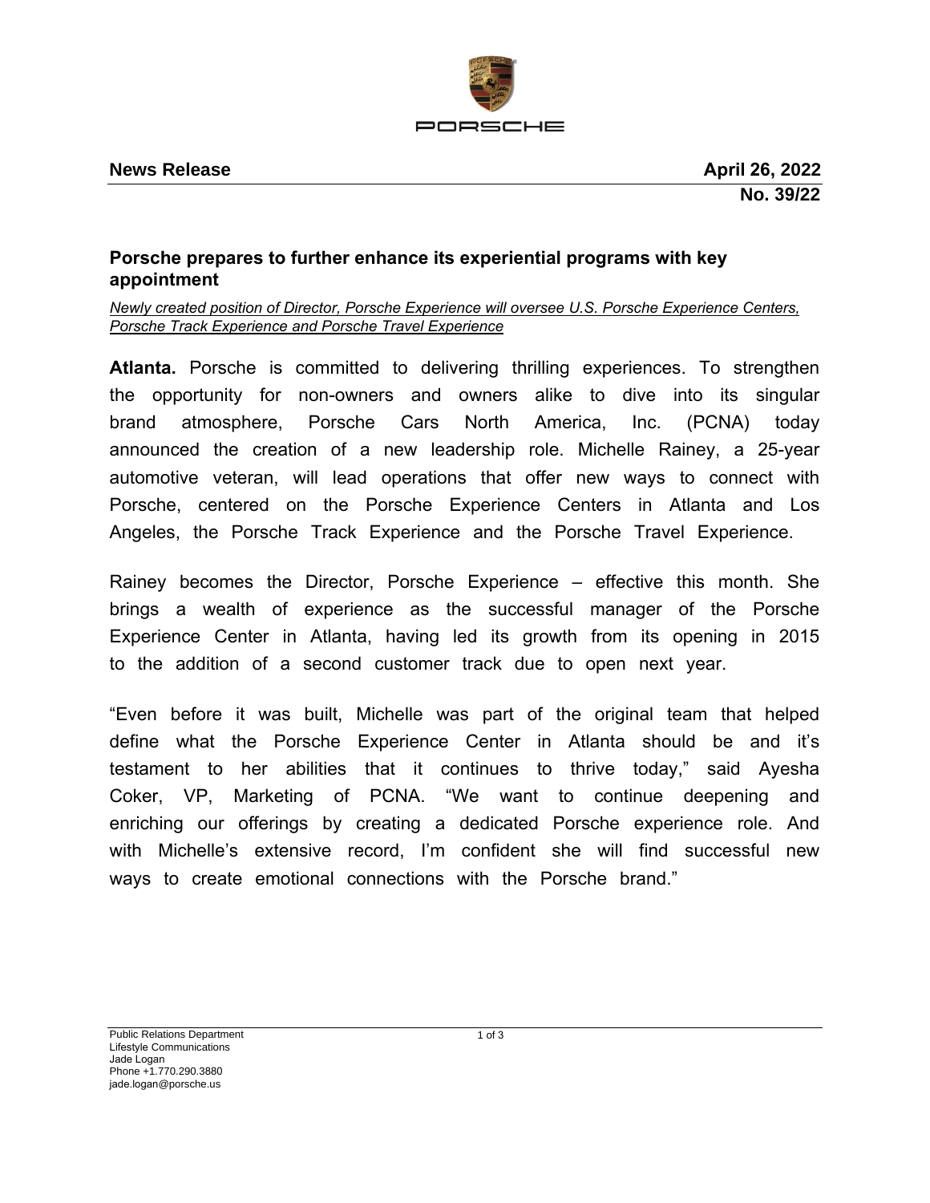**News Release** **April 26, 2022**

**No. 39/22**

# Porsche prepares to further enhance its experiential programs with key appointment

*Newly created position of Director, Porsche Experience will oversee U.S. Porsche Experience Centers, Porsche Track Experience and Porsche Travel Experience*

**Atlanta.** Porsche is committed to delivering thrilling experiences. To strengthen the opportunity for non-owners and owners alike to dive into its singular brand atmosphere, Porsche Cars North America, Inc. (PCNA) today announced the creation of a new leadership role. Michelle Rainey, a 25-year automotive veteran, will lead operations that offer new ways to connect with Porsche, centered on the Porsche Experience Centers in Atlanta and Los Angeles, the Porsche Track Experience and the Porsche Travel Experience.

Rainey becomes the Director, Porsche Experience – effective this month. She brings a wealth of experience as the successful manager of the Porsche Experience Center in Atlanta, having led its growth from its opening in 2015 to the addition of a second customer track due to open next year.

"Even before it was built, Michelle was part of the original team that helped define what the Porsche Experience Center in Atlanta should be and it's testament to her abilities that it continues to thrive today," said Ayesha Coker, VP, Marketing of PCNA. "We want to continue deepening and enriching our offerings by creating a dedicated Porsche experience role. And with Michelle's extensive record, I'm confident she will find successful new ways to create emotional connections with the Porsche brand."

Public Relations Department
Lifestyle Communications
Jade Logan
Phone +1.770.290.3880
jade.logan@porsche.us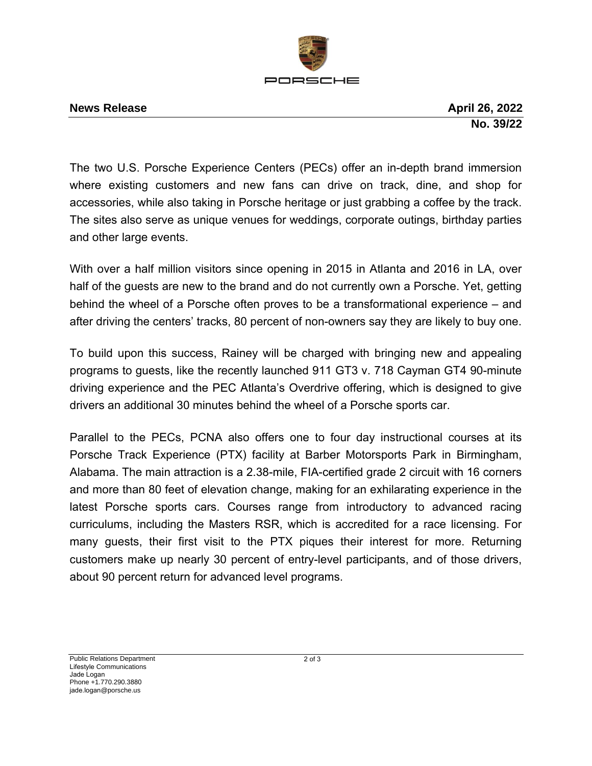**News Release** **April 26, 2022**

**No. 39/22**

The two U.S. Porsche Experience Centers (PECs) offer an in-depth brand immersion where existing customers and new fans can drive on track, dine, and shop for accessories, while also taking in Porsche heritage or just grabbing a coffee by the track. The sites also serve as unique venues for weddings, corporate outings, birthday parties and other large events.

With over a half million visitors since opening in 2015 in Atlanta and 2016 in LA, over half of the guests are new to the brand and do not currently own a Porsche. Yet, getting behind the wheel of a Porsche often proves to be a transformational experience – and after driving the centers' tracks, 80 percent of non-owners say they are likely to buy one.

To build upon this success, Rainey will be charged with bringing new and appealing programs to guests, like the recently launched 911 GT3 v. 718 Cayman GT4 90-minute driving experience and the PEC Atlanta's Overdrive offering, which is designed to give drivers an additional 30 minutes behind the wheel of a Porsche sports car.

Parallel to the PECs, PCNA also offers one to four day instructional courses at its Porsche Track Experience (PTX) facility at Barber Motorsports Park in Birmingham, Alabama. The main attraction is a 2.38-mile, FIA-certified grade 2 circuit with 16 corners and more than 80 feet of elevation change, making for an exhilarating experience in the latest Porsche sports cars. Courses range from introductory to advanced racing curriculums, including the Masters RSR, which is accredited for a race licensing. For many guests, their first visit to the PTX piques their interest for more. Returning customers make up nearly 30 percent of entry-level participants, and of those drivers, about 90 percent return for advanced level programs.

Public Relations Department
Lifestyle Communications
Jade Logan
Phone +1.770.290.3880
jade.logan@porsche.us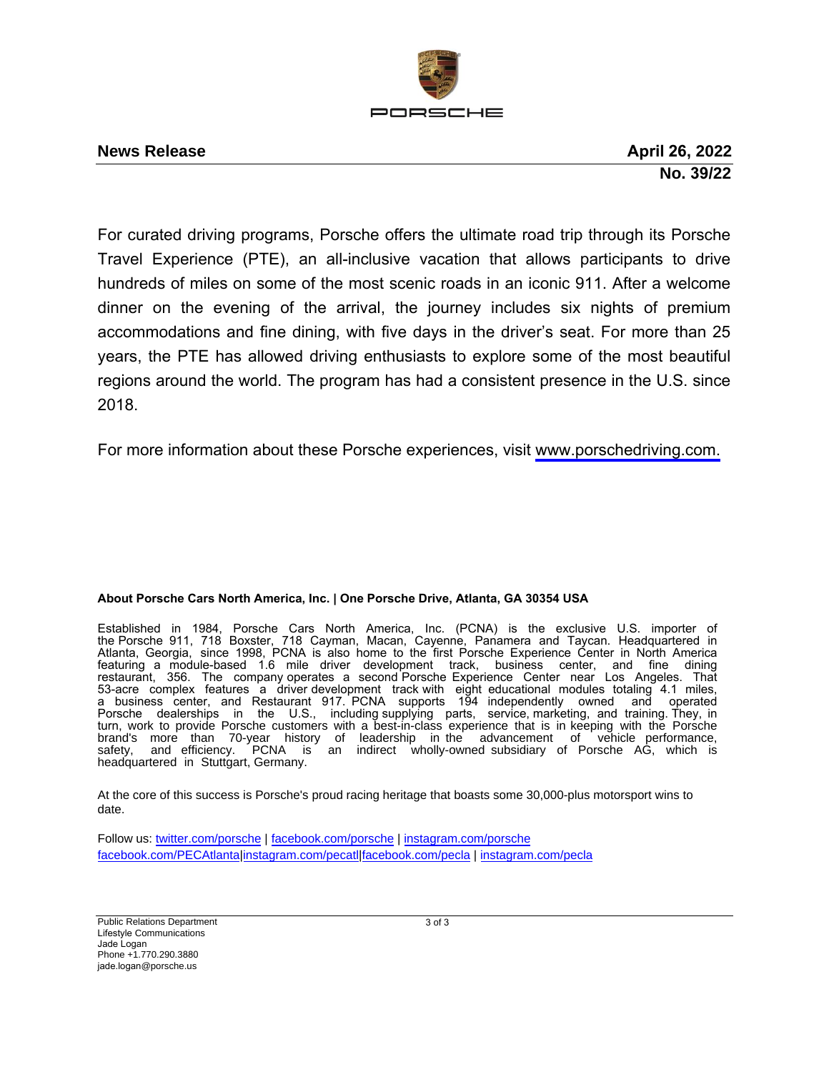**News Release** **April 26, 2022**

**No. 39/22**

For curated driving programs, Porsche offers the ultimate road trip through its Porsche Travel Experience (PTE), an all-inclusive vacation that allows participants to drive hundreds of miles on some of the most scenic roads in an iconic 911. After a welcome dinner on the evening of the arrival, the journey includes six nights of premium accommodations and fine dining, with five days in the driver's seat. For more than 25 years, the PTE has allowed driving enthusiasts to explore some of the most beautiful regions around the world. The program has had a consistent presence in the U.S. since 2018.

For more information about these Porsche experiences, visit www.porschedriving.com.

**About Porsche Cars North America, Inc. | One Porsche Drive, Atlanta, GA 30354 USA**

Established in 1984, Porsche Cars North America, Inc. (PCNA) is the exclusive U.S. importer of the Porsche 911, 718 Boxster, 718 Cayman, Macan, Cayenne, Panamera and Taycan. Headquartered in Atlanta, Georgia, since 1998, PCNA is also home to the first Porsche Experience Center in North America featuring a module-based 1.6 mile driver development track, business center, and fine dining restaurant, 356. The company operates a second Porsche Experience Center near Los Angeles. That 53-acre complex features a driver development track with eight educational modules totaling 4.1 miles, a business center, and Restaurant 917. PCNA supports 194 independently owned and operated Porsche dealerships in the U.S., including supplying parts, service, marketing, and training. They, in turn, work to provide Porsche customers with a best-in-class experience that is in keeping with the Porsche brand's more than 70-year history of leadership in the advancement of vehicle performance, safety, and efficiency. PCNA is an indirect wholly-owned subsidiary of Porsche AG, which is headquartered in Stuttgart, Germany.

At the core of this success is Porsche's proud racing heritage that boasts some 30,000-plus motorsport wins to date.

Follow us: twitter.com/porsche | facebook.com/porsche | instagram.com/porsche
facebook.com/PECAtlanta|instagram.com/pecatl|facebook.com/pecla | instagram.com/pecla

Public Relations Department
Lifestyle Communications
Jade Logan
Phone +1.770.290.3880
jade.logan@porsche.us